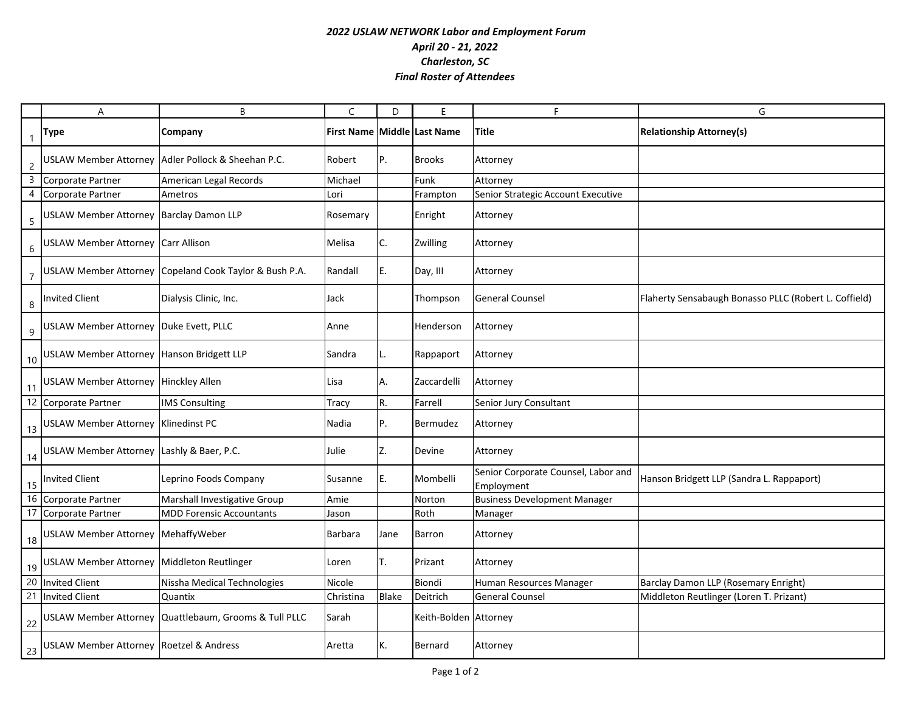***2022 USLAW NETWORK Labor and Employment Forum***
***April 20 - 21, 2022***
***Charleston, SC***
***Final Roster of Attendees***

| Type | Company | First Name | Middle | Last Name | Title | Relationship Attorney(s) |
|---|---|---|---|---|---|---|
| USLAW Member Attorney | Adler Pollock & Sheehan P.C. | Robert | P. | Brooks | Attorney | |
| Corporate Partner | American Legal Records | Michael | | Funk | Attorney | |
| Corporate Partner | Ametros | Lori | | Frampton | Senior Strategic Account Executive | |
| USLAW Member Attorney | Barclay Damon LLP | Rosemary | | Enright | Attorney | |
| USLAW Member Attorney | Carr Allison | Melisa | C. | Zwilling | Attorney | |
| USLAW Member Attorney | Copeland Cook Taylor & Bush P.A. | Randall | E. | Day, III | Attorney | |
| Invited Client | Dialysis Clinic, Inc. | Jack | | Thompson | General Counsel | Flaherty Sensabaugh Bonasso PLLC (Robert L. Coffield) |
| USLAW Member Attorney | Duke Evett, PLLC | Anne | | Henderson | Attorney | |
| USLAW Member Attorney | Hanson Bridgett LLP | Sandra | L. | Rappaport | Attorney | |
| USLAW Member Attorney | Hinckley Allen | Lisa | A. | Zaccardelli | Attorney | |
| Corporate Partner | IMS Consulting | Tracy | R. | Farrell | Senior Jury Consultant | |
| USLAW Member Attorney | Klinedinst PC | Nadia | P. | Bermudez | Attorney | |
| USLAW Member Attorney | Lashly & Baer, P.C. | Julie | Z. | Devine | Attorney | |
| Invited Client | Leprino Foods Company | Susanne | E. | Mombelli | Senior Corporate Counsel, Labor and Employment | Hanson Bridgett LLP (Sandra L. Rappaport) |
| Corporate Partner | Marshall Investigative Group | Amie | | Norton | Business Development Manager | |
| Corporate Partner | MDD Forensic Accountants | Jason | | Roth | Manager | |
| USLAW Member Attorney | MehaffyWeber | Barbara | Jane | Barron | Attorney | |
| USLAW Member Attorney | Middleton Reutlinger | Loren | T. | Prizant | Attorney | |
| Invited Client | Nissha Medical Technologies | Nicole | | Biondi | Human Resources Manager | Barclay Damon LLP (Rosemary Enright) |
| Invited Client | Quantix | Christina | Blake | Deitrich | General Counsel | Middleton Reutlinger (Loren T. Prizant) |
| USLAW Member Attorney | Quattlebaum, Grooms & Tull PLLC | Sarah | | Keith-Bolden | Attorney | |
| USLAW Member Attorney | Roetzel & Andress | Aretta | K. | Bernard | Attorney | |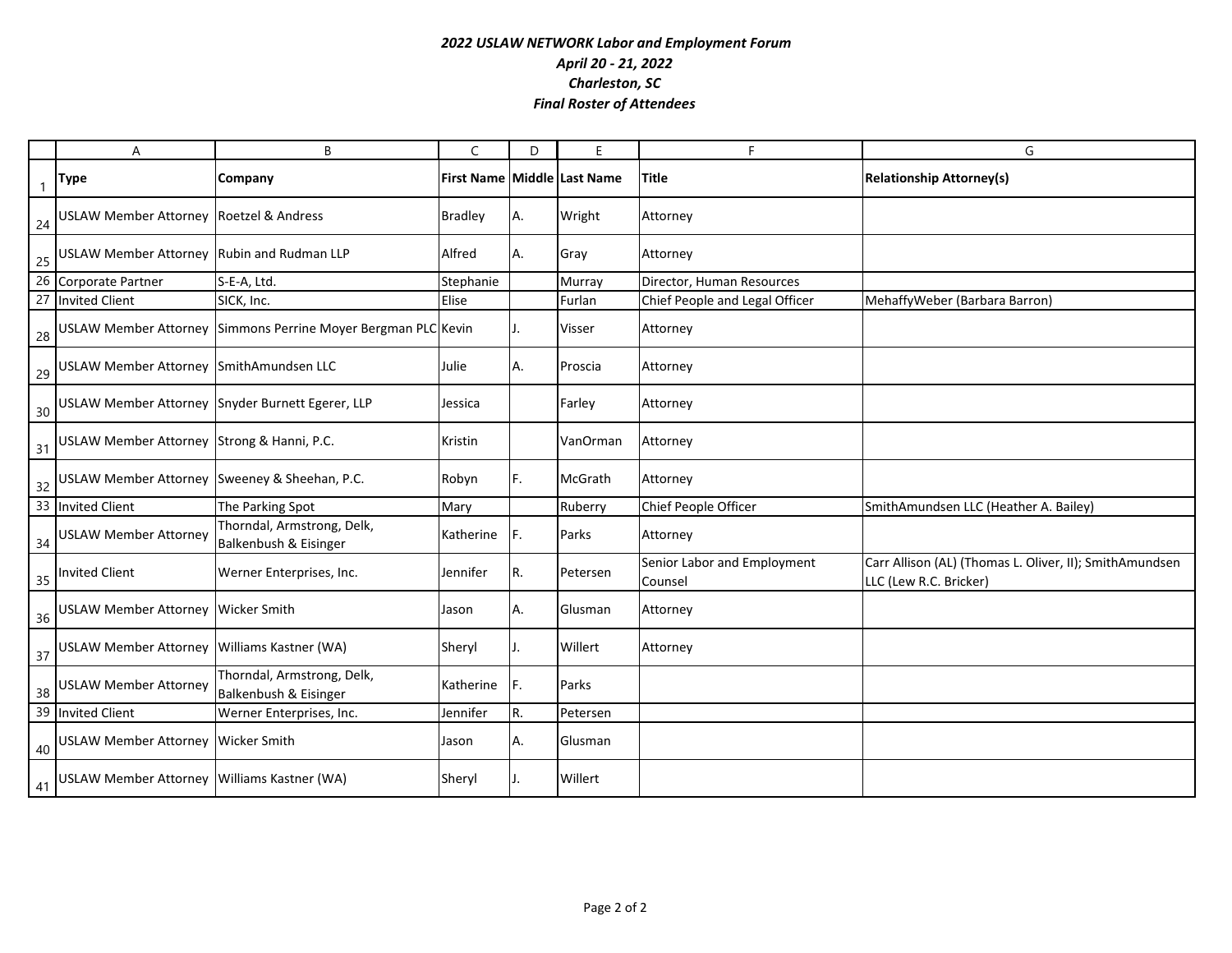***2022 USLAW NETWORK Labor and Employment Forum***
***April 20 - 21, 2022***
***Charleston, SC***
***Final Roster of Attendees***

| | A | B | C | D | E | F | G |
|---|---|---|---|---|---|---|---|
| 1 | **Type** | **Company** | **First Name** | **Middle** | **Last Name** | **Title** | **Relationship Attorney(s)** |
| 24 | USLAW Member Attorney | Roetzel & Andress | Bradley | A. | Wright | Attorney | |
| 25 | USLAW Member Attorney | Rubin and Rudman LLP | Alfred | A. | Gray | Attorney | |
| 26 | Corporate Partner | S-E-A, Ltd. | Stephanie | | Murray | Director, Human Resources | |
| 27 | Invited Client | SICK, Inc. | Elise | | Furlan | Chief People and Legal Officer | MehaffyWeber (Barbara Barron) |
| 28 | USLAW Member Attorney | Simmons Perrine Moyer Bergman PLC | Kevin | J. | Visser | Attorney | |
| 29 | USLAW Member Attorney | SmithAmundsen LLC | Julie | A. | Proscia | Attorney | |
| 30 | USLAW Member Attorney | Snyder Burnett Egerer, LLP | Jessica | | Farley | Attorney | |
| 31 | USLAW Member Attorney | Strong & Hanni, P.C. | Kristin | | VanOrman | Attorney | |
| 32 | USLAW Member Attorney | Sweeney & Sheehan, P.C. | Robyn | F. | McGrath | Attorney | |
| 33 | Invited Client | The Parking Spot | Mary | | Ruberry | Chief People Officer | SmithAmundsen LLC (Heather A. Bailey) |
| 34 | USLAW Member Attorney | Thorndal, Armstrong, Delk, Balkenbush & Eisinger | Katherine | F. | Parks | Attorney | |
| 35 | Invited Client | Werner Enterprises, Inc. | Jennifer | R. | Petersen | Senior Labor and Employment Counsel | Carr Allison (AL) (Thomas L. Oliver, II); SmithAmundsen LLC (Lew R.C. Bricker) |
| 36 | USLAW Member Attorney | Wicker Smith | Jason | A. | Glusman | Attorney | |
| 37 | USLAW Member Attorney | Williams Kastner (WA) | Sheryl | J. | Willert | Attorney | |
| 38 | USLAW Member Attorney | Thorndal, Armstrong, Delk, Balkenbush & Eisinger | Katherine | F. | Parks | | |
| 39 | Invited Client | Werner Enterprises, Inc. | Jennifer | R. | Petersen | | |
| 40 | USLAW Member Attorney | Wicker Smith | Jason | A. | Glusman | | |
| 41 | USLAW Member Attorney | Williams Kastner (WA) | Sheryl | J. | Willert | | |